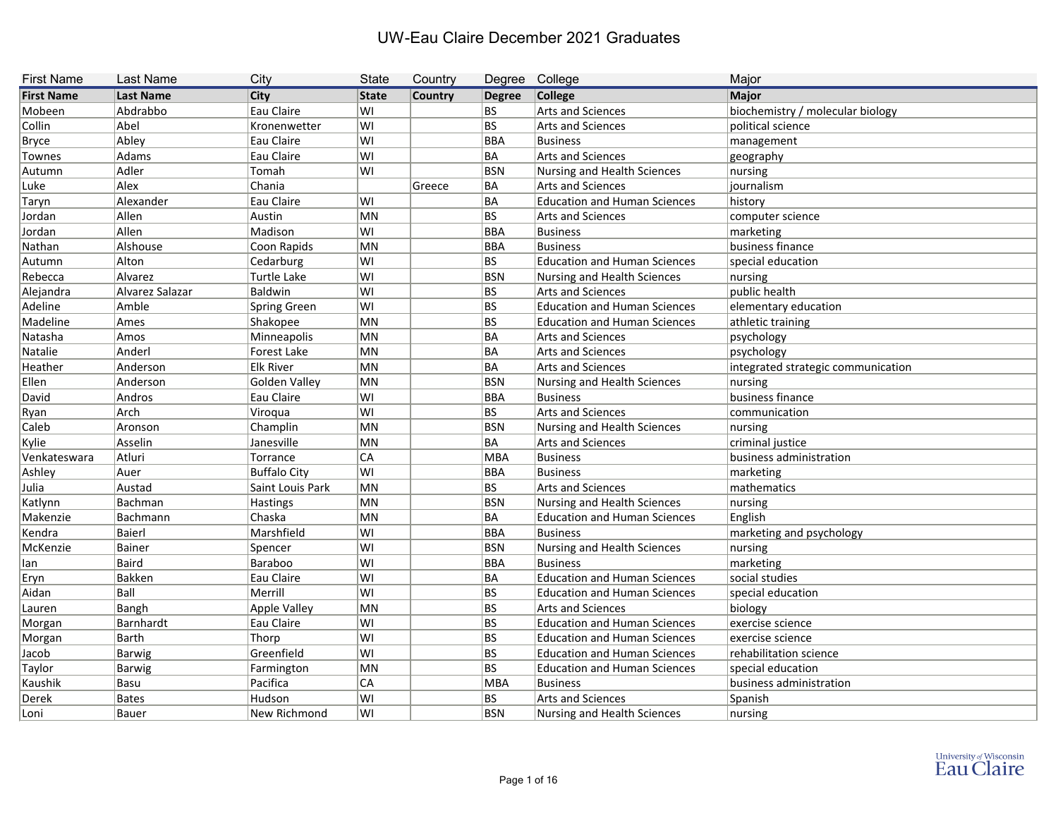# UW-Eau Claire December 2021 Graduates

| First Name | Last Name | City | State | Country | Degree | College | Major |
|---|---|---|---|---|---|---|---|
| Mobeen | Abdrabbo | Eau Claire | WI | | BS | Arts and Sciences | biochemistry / molecular biology |
| Collin | Abel | Kronenwetter | WI | | BS | Arts and Sciences | political science |
| Bryce | Abley | Eau Claire | WI | | BBA | Business | management |
| Townes | Adams | Eau Claire | WI | | BA | Arts and Sciences | geography |
| Autumn | Adler | Tomah | WI | | BSN | Nursing and Health Sciences | nursing |
| Luke | Alex | Chania | | Greece | BA | Arts and Sciences | journalism |
| Taryn | Alexander | Eau Claire | WI | | BA | Education and Human Sciences | history |
| Jordan | Allen | Austin | MN | | BS | Arts and Sciences | computer science |
| Jordan | Allen | Madison | WI | | BBA | Business | marketing |
| Nathan | Alshouse | Coon Rapids | MN | | BBA | Business | business finance |
| Autumn | Alton | Cedarburg | WI | | BS | Education and Human Sciences | special education |
| Rebecca | Alvarez | Turtle Lake | WI | | BSN | Nursing and Health Sciences | nursing |
| Alejandra | Alvarez Salazar | Baldwin | WI | | BS | Arts and Sciences | public health |
| Adeline | Amble | Spring Green | WI | | BS | Education and Human Sciences | elementary education |
| Madeline | Ames | Shakopee | MN | | BS | Education and Human Sciences | athletic training |
| Natasha | Amos | Minneapolis | MN | | BA | Arts and Sciences | psychology |
| Natalie | Anderl | Forest Lake | MN | | BA | Arts and Sciences | psychology |
| Heather | Anderson | Elk River | MN | | BA | Arts and Sciences | integrated strategic communication |
| Ellen | Anderson | Golden Valley | MN | | BSN | Nursing and Health Sciences | nursing |
| David | Andros | Eau Claire | WI | | BBA | Business | business finance |
| Ryan | Arch | Viroqua | WI | | BS | Arts and Sciences | communication |
| Caleb | Aronson | Champlin | MN | | BSN | Nursing and Health Sciences | nursing |
| Kylie | Asselin | Janesville | MN | | BA | Arts and Sciences | criminal justice |
| Venkateswara | Atluri | Torrance | CA | | MBA | Business | business administration |
| Ashley | Auer | Buffalo City | WI | | BBA | Business | marketing |
| Julia | Austad | Saint Louis Park | MN | | BS | Arts and Sciences | mathematics |
| Katlynn | Bachman | Hastings | MN | | BSN | Nursing and Health Sciences | nursing |
| Makenzie | Bachmann | Chaska | MN | | BA | Education and Human Sciences | English |
| Kendra | Baierl | Marshfield | WI | | BBA | Business | marketing and psychology |
| McKenzie | Bainer | Spencer | WI | | BSN | Nursing and Health Sciences | nursing |
| Ian | Baird | Baraboo | WI | | BBA | Business | marketing |
| Eryn | Bakken | Eau Claire | WI | | BA | Education and Human Sciences | social studies |
| Aidan | Ball | Merrill | WI | | BS | Education and Human Sciences | special education |
| Lauren | Bangh | Apple Valley | MN | | BS | Arts and Sciences | biology |
| Morgan | Barnhardt | Eau Claire | WI | | BS | Education and Human Sciences | exercise science |
| Morgan | Barth | Thorp | WI | | BS | Education and Human Sciences | exercise science |
| Jacob | Barwig | Greenfield | WI | | BS | Education and Human Sciences | rehabilitation science |
| Taylor | Barwig | Farmington | MN | | BS | Education and Human Sciences | special education |
| Kaushik | Basu | Pacifica | CA | | MBA | Business | business administration |
| Derek | Bates | Hudson | WI | | BS | Arts and Sciences | Spanish |
| Loni | Bauer | New Richmond | WI | | BSN | Nursing and Health Sciences | nursing |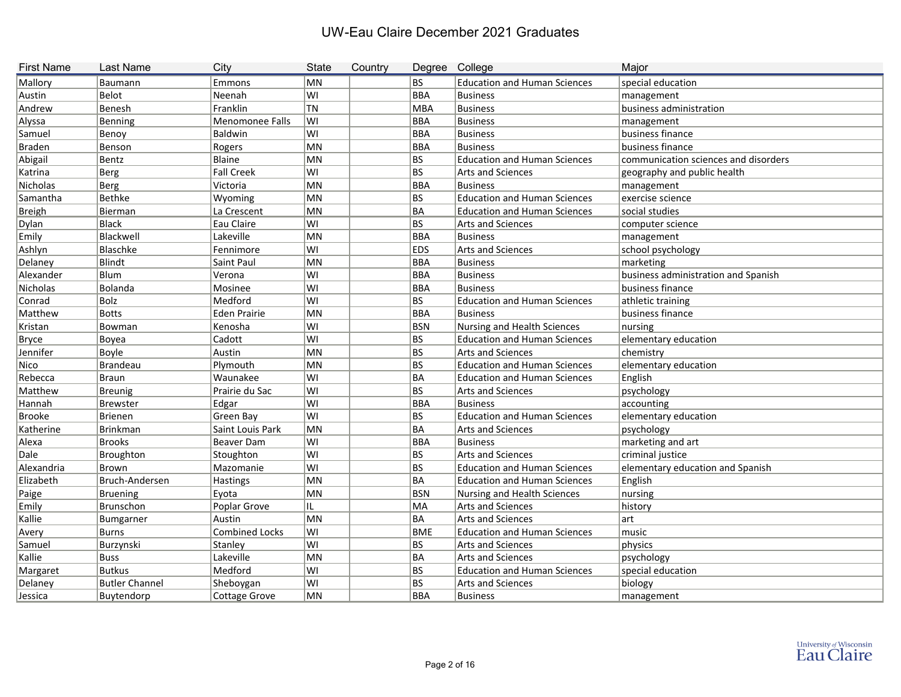# UW-Eau Claire December 2021 Graduates

| First Name | Last Name | City | State | Country | Degree | College | Major |
|---|---|---|---|---|---|---|---|
| Mallory | Baumann | Emmons | MN | | BS | Education and Human Sciences | special education |
| Austin | Belot | Neenah | WI | | BBA | Business | management |
| Andrew | Benesh | Franklin | TN | | MBA | Business | business administration |
| Alyssa | Benning | Menomonee Falls | WI | | BBA | Business | management |
| Samuel | Benoy | Baldwin | WI | | BBA | Business | business finance |
| Braden | Benson | Rogers | MN | | BBA | Business | business finance |
| Abigail | Bentz | Blaine | MN | | BS | Education and Human Sciences | communication sciences and disorders |
| Katrina | Berg | Fall Creek | WI | | BS | Arts and Sciences | geography and public health |
| Nicholas | Berg | Victoria | MN | | BBA | Business | management |
| Samantha | Bethke | Wyoming | MN | | BS | Education and Human Sciences | exercise science |
| Breigh | Bierman | La Crescent | MN | | BA | Education and Human Sciences | social studies |
| Dylan | Black | Eau Claire | WI | | BS | Arts and Sciences | computer science |
| Emily | Blackwell | Lakeville | MN | | BBA | Business | management |
| Ashlyn | Blaschke | Fennimore | WI | | EDS | Arts and Sciences | school psychology |
| Delaney | Blindt | Saint Paul | MN | | BBA | Business | marketing |
| Alexander | Blum | Verona | WI | | BBA | Business | business administration and Spanish |
| Nicholas | Bolanda | Mosinee | WI | | BBA | Business | business finance |
| Conrad | Bolz | Medford | WI | | BS | Education and Human Sciences | athletic training |
| Matthew | Botts | Eden Prairie | MN | | BBA | Business | business finance |
| Kristan | Bowman | Kenosha | WI | | BSN | Nursing and Health Sciences | nursing |
| Bryce | Boyea | Cadott | WI | | BS | Education and Human Sciences | elementary education |
| Jennifer | Boyle | Austin | MN | | BS | Arts and Sciences | chemistry |
| Nico | Brandeau | Plymouth | MN | | BS | Education and Human Sciences | elementary education |
| Rebecca | Braun | Waunakee | WI | | BA | Education and Human Sciences | English |
| Matthew | Breunig | Prairie du Sac | WI | | BS | Arts and Sciences | psychology |
| Hannah | Brewster | Edgar | WI | | BBA | Business | accounting |
| Brooke | Brienen | Green Bay | WI | | BS | Education and Human Sciences | elementary education |
| Katherine | Brinkman | Saint Louis Park | MN | | BA | Arts and Sciences | psychology |
| Alexa | Brooks | Beaver Dam | WI | | BBA | Business | marketing and art |
| Dale | Broughton | Stoughton | WI | | BS | Arts and Sciences | criminal justice |
| Alexandria | Brown | Mazomanie | WI | | BS | Education and Human Sciences | elementary education and Spanish |
| Elizabeth | Bruch-Andersen | Hastings | MN | | BA | Education and Human Sciences | English |
| Paige | Bruening | Eyota | MN | | BSN | Nursing and Health Sciences | nursing |
| Emily | Brunschon | Poplar Grove | IL | | MA | Arts and Sciences | history |
| Kallie | Bumgarner | Austin | MN | | BA | Arts and Sciences | art |
| Avery | Burns | Combined Locks | WI | | BME | Education and Human Sciences | music |
| Samuel | Burzynski | Stanley | WI | | BS | Arts and Sciences | physics |
| Kallie | Buss | Lakeville | MN | | BA | Arts and Sciences | psychology |
| Margaret | Butkus | Medford | WI | | BS | Education and Human Sciences | special education |
| Delaney | Butler Channel | Sheboygan | WI | | BS | Arts and Sciences | biology |
| Jessica | Buytendorp | Cottage Grove | MN | | BBA | Business | management |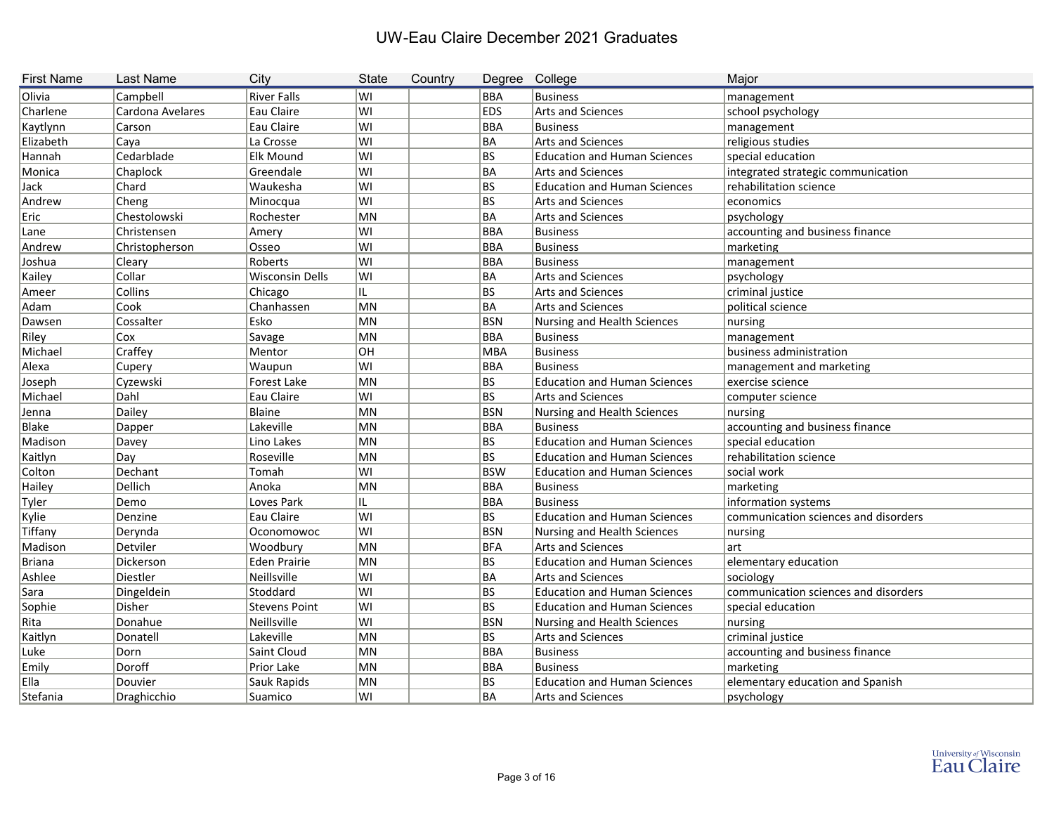# UW-Eau Claire December 2021 Graduates

| First Name | Last Name | City | State | Country | Degree | College | Major |
|---|---|---|---|---|---|---|---|
| Olivia | Campbell | River Falls | WI | | BBA | Business | management |
| Charlene | Cardona Avelares | Eau Claire | WI | | EDS | Arts and Sciences | school psychology |
| Kaytlynn | Carson | Eau Claire | WI | | BBA | Business | management |
| Elizabeth | Caya | La Crosse | WI | | BA | Arts and Sciences | religious studies |
| Hannah | Cedarblade | Elk Mound | WI | | BS | Education and Human Sciences | special education |
| Monica | Chaplock | Greendale | WI | | BA | Arts and Sciences | integrated strategic communication |
| Jack | Chard | Waukesha | WI | | BS | Education and Human Sciences | rehabilitation science |
| Andrew | Cheng | Minocqua | WI | | BS | Arts and Sciences | economics |
| Eric | Chestolowski | Rochester | MN | | BA | Arts and Sciences | psychology |
| Lane | Christensen | Amery | WI | | BBA | Business | accounting and business finance |
| Andrew | Christopherson | Osseo | WI | | BBA | Business | marketing |
| Joshua | Cleary | Roberts | WI | | BBA | Business | management |
| Kailey | Collar | Wisconsin Dells | WI | | BA | Arts and Sciences | psychology |
| Ameer | Collins | Chicago | IL | | BS | Arts and Sciences | criminal justice |
| Adam | Cook | Chanhassen | MN | | BA | Arts and Sciences | political science |
| Dawsen | Cossalter | Esko | MN | | BSN | Nursing and Health Sciences | nursing |
| Riley | Cox | Savage | MN | | BBA | Business | management |
| Michael | Craffey | Mentor | OH | | MBA | Business | business administration |
| Alexa | Cupery | Waupun | WI | | BBA | Business | management and marketing |
| Joseph | Cyzewski | Forest Lake | MN | | BS | Education and Human Sciences | exercise science |
| Michael | Dahl | Eau Claire | WI | | BS | Arts and Sciences | computer science |
| Jenna | Dailey | Blaine | MN | | BSN | Nursing and Health Sciences | nursing |
| Blake | Dapper | Lakeville | MN | | BBA | Business | accounting and business finance |
| Madison | Davey | Lino Lakes | MN | | BS | Education and Human Sciences | special education |
| Kaitlyn | Day | Roseville | MN | | BS | Education and Human Sciences | rehabilitation science |
| Colton | Dechant | Tomah | WI | | BSW | Education and Human Sciences | social work |
| Hailey | Dellich | Anoka | MN | | BBA | Business | marketing |
| Tyler | Demo | Loves Park | IL | | BBA | Business | information systems |
| Kylie | Denzine | Eau Claire | WI | | BS | Education and Human Sciences | communication sciences and disorders |
| Tiffany | Derynda | Oconomowoc | WI | | BSN | Nursing and Health Sciences | nursing |
| Madison | Detviler | Woodbury | MN | | BFA | Arts and Sciences | art |
| Briana | Dickerson | Eden Prairie | MN | | BS | Education and Human Sciences | elementary education |
| Ashlee | Diestler | Neillsville | WI | | BA | Arts and Sciences | sociology |
| Sara | Dingeldein | Stoddard | WI | | BS | Education and Human Sciences | communication sciences and disorders |
| Sophie | Disher | Stevens Point | WI | | BS | Education and Human Sciences | special education |
| Rita | Donahue | Neillsville | WI | | BSN | Nursing and Health Sciences | nursing |
| Kaitlyn | Donatell | Lakeville | MN | | BS | Arts and Sciences | criminal justice |
| Luke | Dorn | Saint Cloud | MN | | BBA | Business | accounting and business finance |
| Emily | Doroff | Prior Lake | MN | | BBA | Business | marketing |
| Ella | Douvier | Sauk Rapids | MN | | BS | Education and Human Sciences | elementary education and Spanish |
| Stefania | Draghicchio | Suamico | WI | | BA | Arts and Sciences | psychology |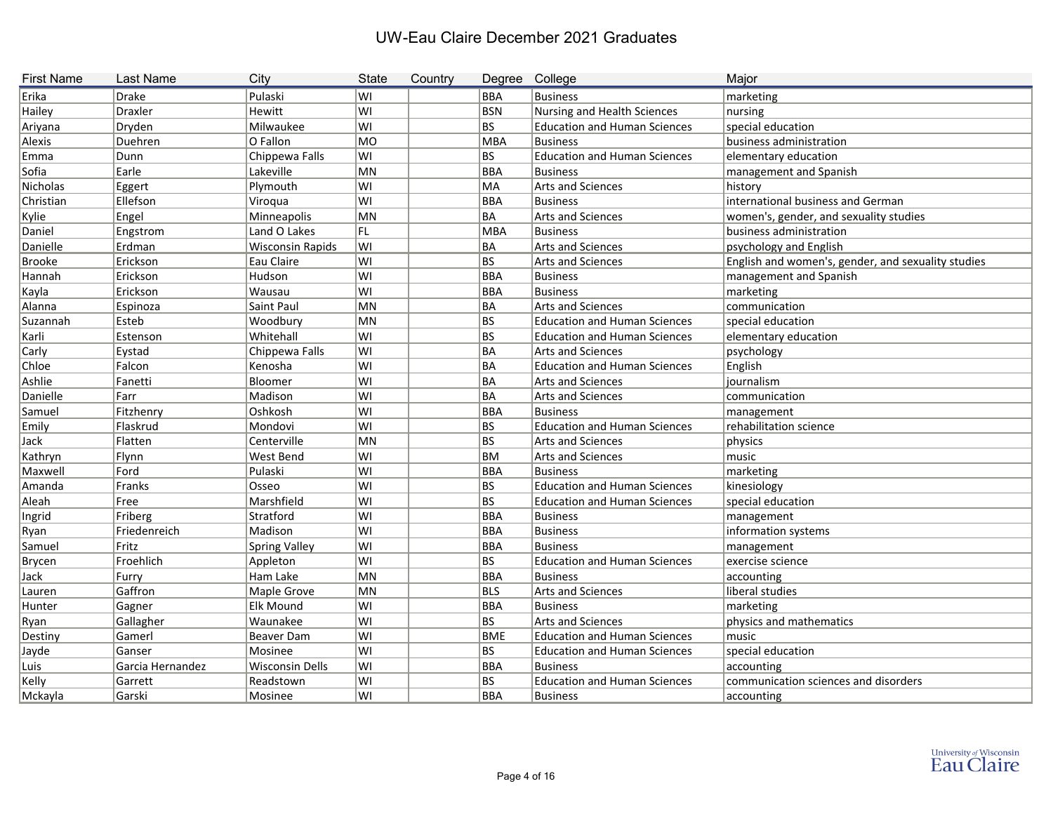# UW-Eau Claire December 2021 Graduates

| First Name | Last Name | City | State | Country | Degree | College | Major |
|---|---|---|---|---|---|---|---|
| Erika | Drake | Pulaski | WI | | BBA | Business | marketing |
| Hailey | Draxler | Hewitt | WI | | BSN | Nursing and Health Sciences | nursing |
| Ariyana | Dryden | Milwaukee | WI | | BS | Education and Human Sciences | special education |
| Alexis | Duehren | O Fallon | MO | | MBA | Business | business administration |
| Emma | Dunn | Chippewa Falls | WI | | BS | Education and Human Sciences | elementary education |
| Sofia | Earle | Lakeville | MN | | BBA | Business | management and Spanish |
| Nicholas | Eggert | Plymouth | WI | | MA | Arts and Sciences | history |
| Christian | Ellefson | Viroqua | WI | | BBA | Business | international business and German |
| Kylie | Engel | Minneapolis | MN | | BA | Arts and Sciences | women's, gender, and sexuality studies |
| Daniel | Engstrom | Land O Lakes | FL | | MBA | Business | business administration |
| Danielle | Erdman | Wisconsin Rapids | WI | | BA | Arts and Sciences | psychology and English |
| Brooke | Erickson | Eau Claire | WI | | BS | Arts and Sciences | English and women's, gender, and sexuality studies |
| Hannah | Erickson | Hudson | WI | | BBA | Business | management and Spanish |
| Kayla | Erickson | Wausau | WI | | BBA | Business | marketing |
| Alanna | Espinoza | Saint Paul | MN | | BA | Arts and Sciences | communication |
| Suzannah | Esteb | Woodbury | MN | | BS | Education and Human Sciences | special education |
| Karli | Estenson | Whitehall | WI | | BS | Education and Human Sciences | elementary education |
| Carly | Eystad | Chippewa Falls | WI | | BA | Arts and Sciences | psychology |
| Chloe | Falcon | Kenosha | WI | | BA | Education and Human Sciences | English |
| Ashlie | Fanetti | Bloomer | WI | | BA | Arts and Sciences | journalism |
| Danielle | Farr | Madison | WI | | BA | Arts and Sciences | communication |
| Samuel | Fitzhenry | Oshkosh | WI | | BBA | Business | management |
| Emily | Flaskrud | Mondovi | WI | | BS | Education and Human Sciences | rehabilitation science |
| Jack | Flatten | Centerville | MN | | BS | Arts and Sciences | physics |
| Kathryn | Flynn | West Bend | WI | | BM | Arts and Sciences | music |
| Maxwell | Ford | Pulaski | WI | | BBA | Business | marketing |
| Amanda | Franks | Osseo | WI | | BS | Education and Human Sciences | kinesiology |
| Aleah | Free | Marshfield | WI | | BS | Education and Human Sciences | special education |
| Ingrid | Friberg | Stratford | WI | | BBA | Business | management |
| Ryan | Friedenreich | Madison | WI | | BBA | Business | information systems |
| Samuel | Fritz | Spring Valley | WI | | BBA | Business | management |
| Brycen | Froehlich | Appleton | WI | | BS | Education and Human Sciences | exercise science |
| Jack | Furry | Ham Lake | MN | | BBA | Business | accounting |
| Lauren | Gaffron | Maple Grove | MN | | BLS | Arts and Sciences | liberal studies |
| Hunter | Gagner | Elk Mound | WI | | BBA | Business | marketing |
| Ryan | Gallagher | Waunakee | WI | | BS | Arts and Sciences | physics and mathematics |
| Destiny | Gamerl | Beaver Dam | WI | | BME | Education and Human Sciences | music |
| Jayde | Ganser | Mosinee | WI | | BS | Education and Human Sciences | special education |
| Luis | Garcia Hernandez | Wisconsin Dells | WI | | BBA | Business | accounting |
| Kelly | Garrett | Readstown | WI | | BS | Education and Human Sciences | communication sciences and disorders |
| Mckayla | Garski | Mosinee | WI | | BBA | Business | accounting |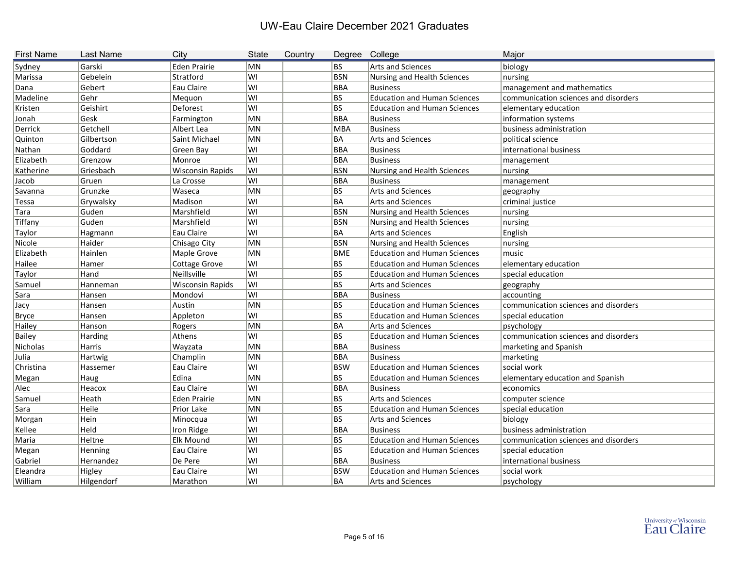# UW-Eau Claire December 2021 Graduates

| First Name | Last Name | City | State | Country | Degree | College | Major |
|---|---|---|---|---|---|---|---|
| Sydney | Garski | Eden Prairie | MN | | BS | Arts and Sciences | biology |
| Marissa | Gebelein | Stratford | WI | | BSN | Nursing and Health Sciences | nursing |
| Dana | Gebert | Eau Claire | WI | | BBA | Business | management and mathematics |
| Madeline | Gehr | Mequon | WI | | BS | Education and Human Sciences | communication sciences and disorders |
| Kristen | Geishirt | Deforest | WI | | BS | Education and Human Sciences | elementary education |
| Jonah | Gesk | Farmington | MN | | BBA | Business | information systems |
| Derrick | Getchell | Albert Lea | MN | | MBA | Business | business administration |
| Quinton | Gilbertson | Saint Michael | MN | | BA | Arts and Sciences | political science |
| Nathan | Goddard | Green Bay | WI | | BBA | Business | international business |
| Elizabeth | Grenzow | Monroe | WI | | BBA | Business | management |
| Katherine | Griesbach | Wisconsin Rapids | WI | | BSN | Nursing and Health Sciences | nursing |
| Jacob | Gruen | La Crosse | WI | | BBA | Business | management |
| Savanna | Grunzke | Waseca | MN | | BS | Arts and Sciences | geography |
| Tessa | Grywalsky | Madison | WI | | BA | Arts and Sciences | criminal justice |
| Tara | Guden | Marshfield | WI | | BSN | Nursing and Health Sciences | nursing |
| Tiffany | Guden | Marshfield | WI | | BSN | Nursing and Health Sciences | nursing |
| Taylor | Hagmann | Eau Claire | WI | | BA | Arts and Sciences | English |
| Nicole | Haider | Chisago City | MN | | BSN | Nursing and Health Sciences | nursing |
| Elizabeth | Hainlen | Maple Grove | MN | | BME | Education and Human Sciences | music |
| Hailee | Hamer | Cottage Grove | WI | | BS | Education and Human Sciences | elementary education |
| Taylor | Hand | Neillsville | WI | | BS | Education and Human Sciences | special education |
| Samuel | Hanneman | Wisconsin Rapids | WI | | BS | Arts and Sciences | geography |
| Sara | Hansen | Mondovi | WI | | BBA | Business | accounting |
| Jacy | Hansen | Austin | MN | | BS | Education and Human Sciences | communication sciences and disorders |
| Bryce | Hansen | Appleton | WI | | BS | Education and Human Sciences | special education |
| Hailey | Hanson | Rogers | MN | | BA | Arts and Sciences | psychology |
| Bailey | Harding | Athens | WI | | BS | Education and Human Sciences | communication sciences and disorders |
| Nicholas | Harris | Wayzata | MN | | BBA | Business | marketing and Spanish |
| Julia | Hartwig | Champlin | MN | | BBA | Business | marketing |
| Christina | Hassemer | Eau Claire | WI | | BSW | Education and Human Sciences | social work |
| Megan | Haug | Edina | MN | | BS | Education and Human Sciences | elementary education and Spanish |
| Alec | Heacox | Eau Claire | WI | | BBA | Business | economics |
| Samuel | Heath | Eden Prairie | MN | | BS | Arts and Sciences | computer science |
| Sara | Heile | Prior Lake | MN | | BS | Education and Human Sciences | special education |
| Morgan | Hein | Minocqua | WI | | BS | Arts and Sciences | biology |
| Kellee | Held | Iron Ridge | WI | | BBA | Business | business administration |
| Maria | Heltne | Elk Mound | WI | | BS | Education and Human Sciences | communication sciences and disorders |
| Megan | Henning | Eau Claire | WI | | BS | Education and Human Sciences | special education |
| Gabriel | Hernandez | De Pere | WI | | BBA | Business | international business |
| Eleandra | Higley | Eau Claire | WI | | BSW | Education and Human Sciences | social work |
| William | Hilgendorf | Marathon | WI | | BA | Arts and Sciences | psychology |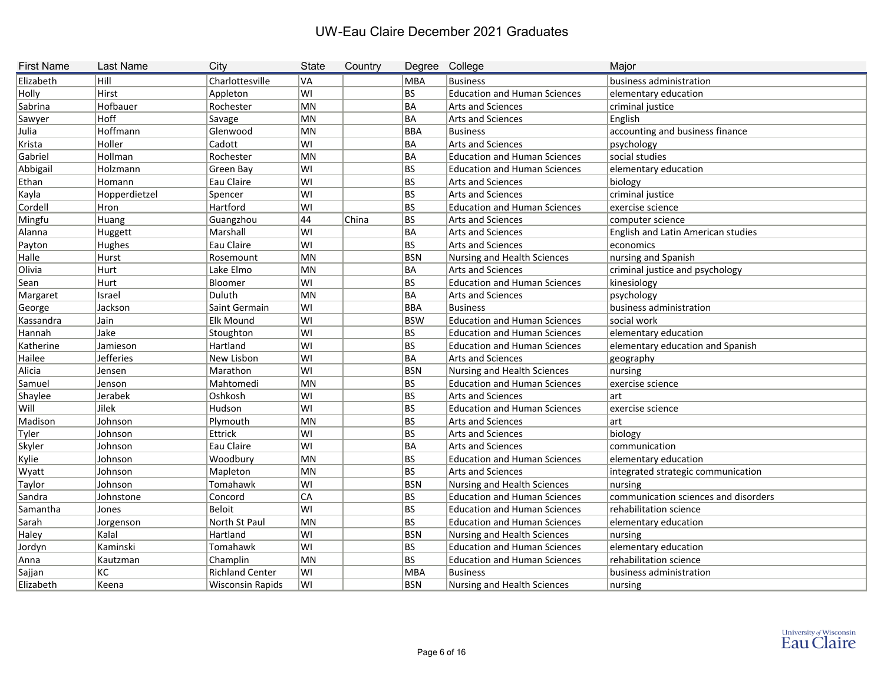# UW-Eau Claire December 2021 Graduates

| First Name | Last Name | City | State | Country | Degree | College | Major |
|---|---|---|---|---|---|---|---|
| Elizabeth | Hill | Charlottesville | VA | | MBA | Business | business administration |
| Holly | Hirst | Appleton | WI | | BS | Education and Human Sciences | elementary education |
| Sabrina | Hofbauer | Rochester | MN | | BA | Arts and Sciences | criminal justice |
| Sawyer | Hoff | Savage | MN | | BA | Arts and Sciences | English |
| Julia | Hoffmann | Glenwood | MN | | BBA | Business | accounting and business finance |
| Krista | Holler | Cadott | WI | | BA | Arts and Sciences | psychology |
| Gabriel | Hollman | Rochester | MN | | BA | Education and Human Sciences | social studies |
| Abbigail | Holzmann | Green Bay | WI | | BS | Education and Human Sciences | elementary education |
| Ethan | Homann | Eau Claire | WI | | BS | Arts and Sciences | biology |
| Kayla | Hopperdietzel | Spencer | WI | | BS | Arts and Sciences | criminal justice |
| Cordell | Hron | Hartford | WI | | BS | Education and Human Sciences | exercise science |
| Mingfu | Huang | Guangzhou | 44 | China | BS | Arts and Sciences | computer science |
| Alanna | Huggett | Marshall | WI | | BA | Arts and Sciences | English and Latin American studies |
| Payton | Hughes | Eau Claire | WI | | BS | Arts and Sciences | economics |
| Halle | Hurst | Rosemount | MN | | BSN | Nursing and Health Sciences | nursing and Spanish |
| Olivia | Hurt | Lake Elmo | MN | | BA | Arts and Sciences | criminal justice and psychology |
| Sean | Hurt | Bloomer | WI | | BS | Education and Human Sciences | kinesiology |
| Margaret | Israel | Duluth | MN | | BA | Arts and Sciences | psychology |
| George | Jackson | Saint Germain | WI | | BBA | Business | business administration |
| Kassandra | Jain | Elk Mound | WI | | BSW | Education and Human Sciences | social work |
| Hannah | Jake | Stoughton | WI | | BS | Education and Human Sciences | elementary education |
| Katherine | Jamieson | Hartland | WI | | BS | Education and Human Sciences | elementary education and Spanish |
| Hailee | Jefferies | New Lisbon | WI | | BA | Arts and Sciences | geography |
| Alicia | Jensen | Marathon | WI | | BSN | Nursing and Health Sciences | nursing |
| Samuel | Jenson | Mahtomedi | MN | | BS | Education and Human Sciences | exercise science |
| Shaylee | Jerabek | Oshkosh | WI | | BS | Arts and Sciences | art |
| Will | Jilek | Hudson | WI | | BS | Education and Human Sciences | exercise science |
| Madison | Johnson | Plymouth | MN | | BS | Arts and Sciences | art |
| Tyler | Johnson | Ettrick | WI | | BS | Arts and Sciences | biology |
| Skyler | Johnson | Eau Claire | WI | | BA | Arts and Sciences | communication |
| Kylie | Johnson | Woodbury | MN | | BS | Education and Human Sciences | elementary education |
| Wyatt | Johnson | Mapleton | MN | | BS | Arts and Sciences | integrated strategic communication |
| Taylor | Johnson | Tomahawk | WI | | BSN | Nursing and Health Sciences | nursing |
| Sandra | Johnstone | Concord | CA | | BS | Education and Human Sciences | communication sciences and disorders |
| Samantha | Jones | Beloit | WI | | BS | Education and Human Sciences | rehabilitation science |
| Sarah | Jorgenson | North St Paul | MN | | BS | Education and Human Sciences | elementary education |
| Haley | Kalal | Hartland | WI | | BSN | Nursing and Health Sciences | nursing |
| Jordyn | Kaminski | Tomahawk | WI | | BS | Education and Human Sciences | elementary education |
| Anna | Kautzman | Champlin | MN | | BS | Education and Human Sciences | rehabilitation science |
| Sajjan | KC | Richland Center | WI | | MBA | Business | business administration |
| Elizabeth | Keena | Wisconsin Rapids | WI | | BSN | Nursing and Health Sciences | nursing |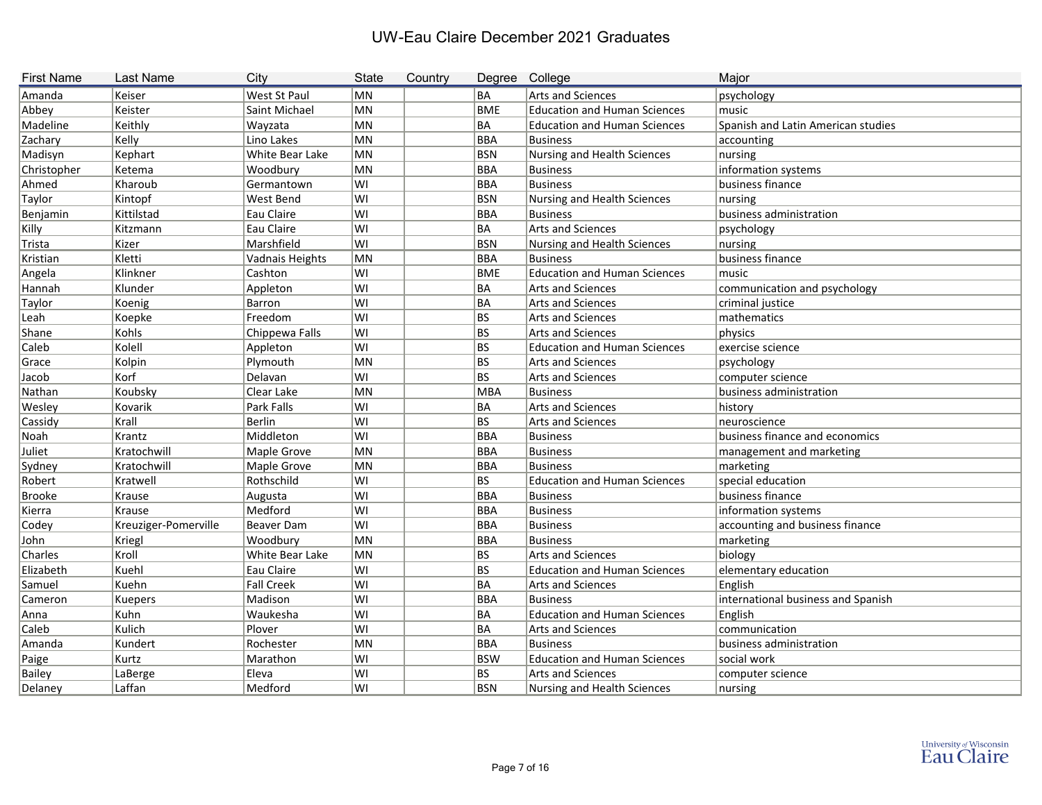# UW-Eau Claire December 2021 Graduates

| First Name | Last Name | City | State | Country | Degree | College | Major |
|---|---|---|---|---|---|---|---|
| Amanda | Keiser | West St Paul | MN | | BA | Arts and Sciences | psychology |
| Abbey | Keister | Saint Michael | MN | | BME | Education and Human Sciences | music |
| Madeline | Keithly | Wayzata | MN | | BA | Education and Human Sciences | Spanish and Latin American studies |
| Zachary | Kelly | Lino Lakes | MN | | BBA | Business | accounting |
| Madisyn | Kephart | White Bear Lake | MN | | BSN | Nursing and Health Sciences | nursing |
| Christopher | Ketema | Woodbury | MN | | BBA | Business | information systems |
| Ahmed | Kharoub | Germantown | WI | | BBA | Business | business finance |
| Taylor | Kintopf | West Bend | WI | | BSN | Nursing and Health Sciences | nursing |
| Benjamin | Kittilstad | Eau Claire | WI | | BBA | Business | business administration |
| Killy | Kitzmann | Eau Claire | WI | | BA | Arts and Sciences | psychology |
| Trista | Kizer | Marshfield | WI | | BSN | Nursing and Health Sciences | nursing |
| Kristian | Kletti | Vadnais Heights | MN | | BBA | Business | business finance |
| Angela | Klinkner | Cashton | WI | | BME | Education and Human Sciences | music |
| Hannah | Klunder | Appleton | WI | | BA | Arts and Sciences | communication and psychology |
| Taylor | Koenig | Barron | WI | | BA | Arts and Sciences | criminal justice |
| Leah | Koepke | Freedom | WI | | BS | Arts and Sciences | mathematics |
| Shane | Kohls | Chippewa Falls | WI | | BS | Arts and Sciences | physics |
| Caleb | Kolell | Appleton | WI | | BS | Education and Human Sciences | exercise science |
| Grace | Kolpin | Plymouth | MN | | BS | Arts and Sciences | psychology |
| Jacob | Korf | Delavan | WI | | BS | Arts and Sciences | computer science |
| Nathan | Koubsky | Clear Lake | MN | | MBA | Business | business administration |
| Wesley | Kovarik | Park Falls | WI | | BA | Arts and Sciences | history |
| Cassidy | Krall | Berlin | WI | | BS | Arts and Sciences | neuroscience |
| Noah | Krantz | Middleton | WI | | BBA | Business | business finance and economics |
| Juliet | Kratochwill | Maple Grove | MN | | BBA | Business | management and marketing |
| Sydney | Kratochwill | Maple Grove | MN | | BBA | Business | marketing |
| Robert | Kratwell | Rothschild | WI | | BS | Education and Human Sciences | special education |
| Brooke | Krause | Augusta | WI | | BBA | Business | business finance |
| Kierra | Krause | Medford | WI | | BBA | Business | information systems |
| Codey | Kreuziger-Pomerville | Beaver Dam | WI | | BBA | Business | accounting and business finance |
| John | Kriegl | Woodbury | MN | | BBA | Business | marketing |
| Charles | Kroll | White Bear Lake | MN | | BS | Arts and Sciences | biology |
| Elizabeth | Kuehl | Eau Claire | WI | | BS | Education and Human Sciences | elementary education |
| Samuel | Kuehn | Fall Creek | WI | | BA | Arts and Sciences | English |
| Cameron | Kuepers | Madison | WI | | BBA | Business | international business and Spanish |
| Anna | Kuhn | Waukesha | WI | | BA | Education and Human Sciences | English |
| Caleb | Kulich | Plover | WI | | BA | Arts and Sciences | communication |
| Amanda | Kundert | Rochester | MN | | BBA | Business | business administration |
| Paige | Kurtz | Marathon | WI | | BSW | Education and Human Sciences | social work |
| Bailey | LaBerge | Eleva | WI | | BS | Arts and Sciences | computer science |
| Delaney | Laffan | Medford | WI | | BSN | Nursing and Health Sciences | nursing |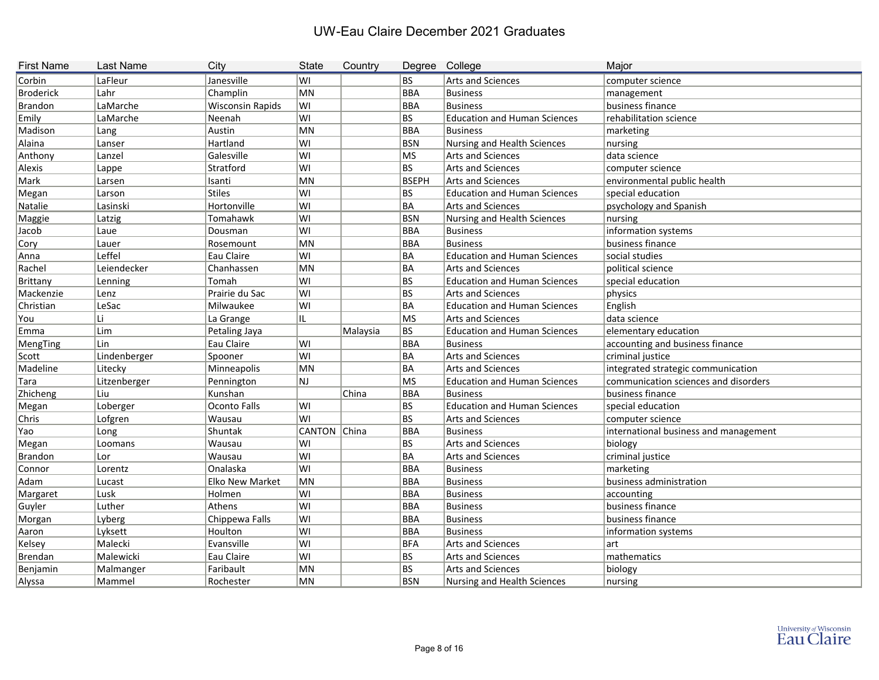# UW-Eau Claire December 2021 Graduates

| First Name | Last Name | City | State | Country | Degree | College | Major |
|---|---|---|---|---|---|---|---|
| Corbin | LaFleur | Janesville | WI | | BS | Arts and Sciences | computer science |
| Broderick | Lahr | Champlin | MN | | BBA | Business | management |
| Brandon | LaMarche | Wisconsin Rapids | WI | | BBA | Business | business finance |
| Emily | LaMarche | Neenah | WI | | BS | Education and Human Sciences | rehabilitation science |
| Madison | Lang | Austin | MN | | BBA | Business | marketing |
| Alaina | Lanser | Hartland | WI | | BSN | Nursing and Health Sciences | nursing |
| Anthony | Lanzel | Galesville | WI | | MS | Arts and Sciences | data science |
| Alexis | Lappe | Stratford | WI | | BS | Arts and Sciences | computer science |
| Mark | Larsen | Isanti | MN | | BSEPH | Arts and Sciences | environmental public health |
| Megan | Larson | Stiles | WI | | BS | Education and Human Sciences | special education |
| Natalie | Lasinski | Hortonville | WI | | BA | Arts and Sciences | psychology and Spanish |
| Maggie | Latzig | Tomahawk | WI | | BSN | Nursing and Health Sciences | nursing |
| Jacob | Laue | Dousman | WI | | BBA | Business | information systems |
| Cory | Lauer | Rosemount | MN | | BBA | Business | business finance |
| Anna | Leffel | Eau Claire | WI | | BA | Education and Human Sciences | social studies |
| Rachel | Leiendecker | Chanhassen | MN | | BA | Arts and Sciences | political science |
| Brittany | Lenning | Tomah | WI | | BS | Education and Human Sciences | special education |
| Mackenzie | Lenz | Prairie du Sac | WI | | BS | Arts and Sciences | physics |
| Christian | LeSac | Milwaukee | WI | | BA | Education and Human Sciences | English |
| You | Li | La Grange | IL | | MS | Arts and Sciences | data science |
| Emma | Lim | Petaling Jaya | | Malaysia | BS | Education and Human Sciences | elementary education |
| MengTing | Lin | Eau Claire | WI | | BBA | Business | accounting and business finance |
| Scott | Lindenberger | Spooner | WI | | BA | Arts and Sciences | criminal justice |
| Madeline | Litecky | Minneapolis | MN | | BA | Arts and Sciences | integrated strategic communication |
| Tara | Litzenberger | Pennington | NJ | | MS | Education and Human Sciences | communication sciences and disorders |
| Zhicheng | Liu | Kunshan | | China | BBA | Business | business finance |
| Megan | Loberger | Oconto Falls | WI | | BS | Education and Human Sciences | special education |
| Chris | Lofgren | Wausau | WI | | BS | Arts and Sciences | computer science |
| Yao | Long | Shuntak | CANTON | China | BBA | Business | international business and management |
| Megan | Loomans | Wausau | WI | | BS | Arts and Sciences | biology |
| Brandon | Lor | Wausau | WI | | BA | Arts and Sciences | criminal justice |
| Connor | Lorentz | Onalaska | WI | | BBA | Business | marketing |
| Adam | Lucast | Elko New Market | MN | | BBA | Business | business administration |
| Margaret | Lusk | Holmen | WI | | BBA | Business | accounting |
| Guyler | Luther | Athens | WI | | BBA | Business | business finance |
| Morgan | Lyberg | Chippewa Falls | WI | | BBA | Business | business finance |
| Aaron | Lyksett | Houlton | WI | | BBA | Business | information systems |
| Kelsey | Malecki | Evansville | WI | | BFA | Arts and Sciences | art |
| Brendan | Malewicki | Eau Claire | WI | | BS | Arts and Sciences | mathematics |
| Benjamin | Malmanger | Faribault | MN | | BS | Arts and Sciences | biology |
| Alyssa | Mammel | Rochester | MN | | BSN | Nursing and Health Sciences | nursing |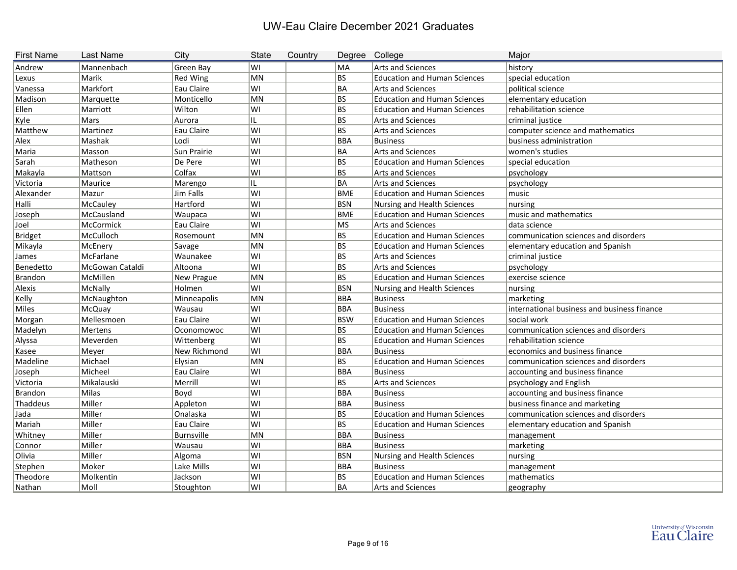# UW-Eau Claire December 2021 Graduates

| First Name | Last Name | City | State | Country | Degree | College | Major |
|---|---|---|---|---|---|---|---|
| Andrew | Mannenbach | Green Bay | WI | | MA | Arts and Sciences | history |
| Lexus | Marik | Red Wing | MN | | BS | Education and Human Sciences | special education |
| Vanessa | Markfort | Eau Claire | WI | | BA | Arts and Sciences | political science |
| Madison | Marquette | Monticello | MN | | BS | Education and Human Sciences | elementary education |
| Ellen | Marriott | Wilton | WI | | BS | Education and Human Sciences | rehabilitation science |
| Kyle | Mars | Aurora | IL | | BS | Arts and Sciences | criminal justice |
| Matthew | Martinez | Eau Claire | WI | | BS | Arts and Sciences | computer science and mathematics |
| Alex | Mashak | Lodi | WI | | BBA | Business | business administration |
| Maria | Masson | Sun Prairie | WI | | BA | Arts and Sciences | women's studies |
| Sarah | Matheson | De Pere | WI | | BS | Education and Human Sciences | special education |
| Makayla | Mattson | Colfax | WI | | BS | Arts and Sciences | psychology |
| Victoria | Maurice | Marengo | IL | | BA | Arts and Sciences | psychology |
| Alexander | Mazur | Jim Falls | WI | | BME | Education and Human Sciences | music |
| Halli | McCauley | Hartford | WI | | BSN | Nursing and Health Sciences | nursing |
| Joseph | McCausland | Waupaca | WI | | BME | Education and Human Sciences | music and mathematics |
| Joel | McCormick | Eau Claire | WI | | MS | Arts and Sciences | data science |
| Bridget | McCulloch | Rosemount | MN | | BS | Education and Human Sciences | communication sciences and disorders |
| Mikayla | McEnery | Savage | MN | | BS | Education and Human Sciences | elementary education and Spanish |
| James | McFarlane | Waunakee | WI | | BS | Arts and Sciences | criminal justice |
| Benedetto | McGowan Cataldi | Altoona | WI | | BS | Arts and Sciences | psychology |
| Brandon | McMillen | New Prague | MN | | BS | Education and Human Sciences | exercise science |
| Alexis | McNally | Holmen | WI | | BSN | Nursing and Health Sciences | nursing |
| Kelly | McNaughton | Minneapolis | MN | | BBA | Business | marketing |
| Miles | McQuay | Wausau | WI | | BBA | Business | international business and business finance |
| Morgan | Mellesmoen | Eau Claire | WI | | BSW | Education and Human Sciences | social work |
| Madelyn | Mertens | Oconomowoc | WI | | BS | Education and Human Sciences | communication sciences and disorders |
| Alyssa | Meverden | Wittenberg | WI | | BS | Education and Human Sciences | rehabilitation science |
| Kasee | Meyer | New Richmond | WI | | BBA | Business | economics and business finance |
| Madeline | Michael | Elysian | MN | | BS | Education and Human Sciences | communication sciences and disorders |
| Joseph | Micheel | Eau Claire | WI | | BBA | Business | accounting and business finance |
| Victoria | Mikalauski | Merrill | WI | | BS | Arts and Sciences | psychology and English |
| Brandon | Milas | Boyd | WI | | BBA | Business | accounting and business finance |
| Thaddeus | Miller | Appleton | WI | | BBA | Business | business finance and marketing |
| Jada | Miller | Onalaska | WI | | BS | Education and Human Sciences | communication sciences and disorders |
| Mariah | Miller | Eau Claire | WI | | BS | Education and Human Sciences | elementary education and Spanish |
| Whitney | Miller | Burnsville | MN | | BBA | Business | management |
| Connor | Miller | Wausau | WI | | BBA | Business | marketing |
| Olivia | Miller | Algoma | WI | | BSN | Nursing and Health Sciences | nursing |
| Stephen | Moker | Lake Mills | WI | | BBA | Business | management |
| Theodore | Molkentin | Jackson | WI | | BS | Education and Human Sciences | mathematics |
| Nathan | Moll | Stoughton | WI | | BA | Arts and Sciences | geography |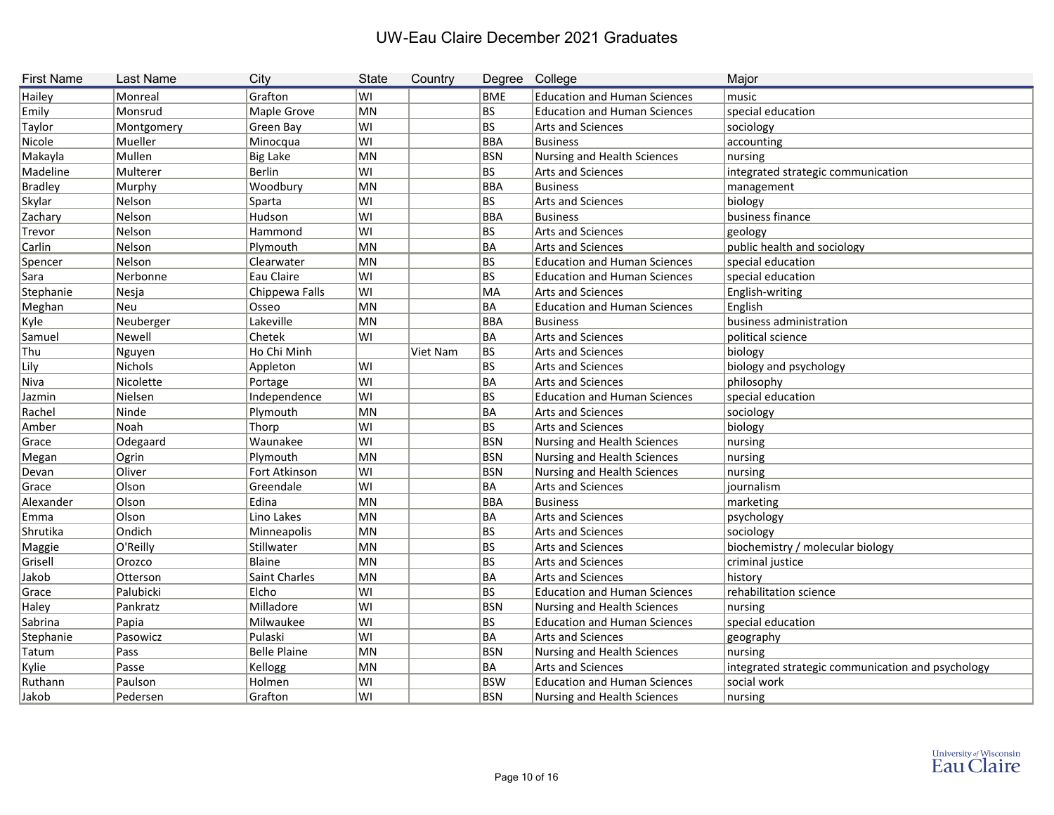# UW-Eau Claire December 2021 Graduates

| First Name | Last Name | City | State | Country | Degree | College | Major |
|---|---|---|---|---|---|---|---|
| Hailey | Monreal | Grafton | WI | | BME | Education and Human Sciences | music |
| Emily | Monsrud | Maple Grove | MN | | BS | Education and Human Sciences | special education |
| Taylor | Montgomery | Green Bay | WI | | BS | Arts and Sciences | sociology |
| Nicole | Mueller | Minocqua | WI | | BBA | Business | accounting |
| Makayla | Mullen | Big Lake | MN | | BSN | Nursing and Health Sciences | nursing |
| Madeline | Multerer | Berlin | WI | | BS | Arts and Sciences | integrated strategic communication |
| Bradley | Murphy | Woodbury | MN | | BBA | Business | management |
| Skylar | Nelson | Sparta | WI | | BS | Arts and Sciences | biology |
| Zachary | Nelson | Hudson | WI | | BBA | Business | business finance |
| Trevor | Nelson | Hammond | WI | | BS | Arts and Sciences | geology |
| Carlin | Nelson | Plymouth | MN | | BA | Arts and Sciences | public health and sociology |
| Spencer | Nelson | Clearwater | MN | | BS | Education and Human Sciences | special education |
| Sara | Nerbonne | Eau Claire | WI | | BS | Education and Human Sciences | special education |
| Stephanie | Nesja | Chippewa Falls | WI | | MA | Arts and Sciences | English-writing |
| Meghan | Neu | Osseo | MN | | BA | Education and Human Sciences | English |
| Kyle | Neuberger | Lakeville | MN | | BBA | Business | business administration |
| Samuel | Newell | Chetek | WI | | BA | Arts and Sciences | political science |
| Thu | Nguyen | Ho Chi Minh | | Viet Nam | BS | Arts and Sciences | biology |
| Lily | Nichols | Appleton | WI | | BS | Arts and Sciences | biology and psychology |
| Niva | Nicolette | Portage | WI | | BA | Arts and Sciences | philosophy |
| Jazmin | Nielsen | Independence | WI | | BS | Education and Human Sciences | special education |
| Rachel | Ninde | Plymouth | MN | | BA | Arts and Sciences | sociology |
| Amber | Noah | Thorp | WI | | BS | Arts and Sciences | biology |
| Grace | Odegaard | Waunakee | WI | | BSN | Nursing and Health Sciences | nursing |
| Megan | Ogrin | Plymouth | MN | | BSN | Nursing and Health Sciences | nursing |
| Devan | Oliver | Fort Atkinson | WI | | BSN | Nursing and Health Sciences | nursing |
| Grace | Olson | Greendale | WI | | BA | Arts and Sciences | journalism |
| Alexander | Olson | Edina | MN | | BBA | Business | marketing |
| Emma | Olson | Lino Lakes | MN | | BA | Arts and Sciences | psychology |
| Shrutika | Ondich | Minneapolis | MN | | BS | Arts and Sciences | sociology |
| Maggie | O'Reilly | Stillwater | MN | | BS | Arts and Sciences | biochemistry / molecular biology |
| Grisell | Orozco | Blaine | MN | | BS | Arts and Sciences | criminal justice |
| Jakob | Otterson | Saint Charles | MN | | BA | Arts and Sciences | history |
| Grace | Palubicki | Elcho | WI | | BS | Education and Human Sciences | rehabilitation science |
| Haley | Pankratz | Milladore | WI | | BSN | Nursing and Health Sciences | nursing |
| Sabrina | Papia | Milwaukee | WI | | BS | Education and Human Sciences | special education |
| Stephanie | Pasowicz | Pulaski | WI | | BA | Arts and Sciences | geography |
| Tatum | Pass | Belle Plaine | MN | | BSN | Nursing and Health Sciences | nursing |
| Kylie | Passe | Kellogg | MN | | BA | Arts and Sciences | integrated strategic communication and psychology |
| Ruthann | Paulson | Holmen | WI | | BSW | Education and Human Sciences | social work |
| Jakob | Pedersen | Grafton | WI | | BSN | Nursing and Health Sciences | nursing |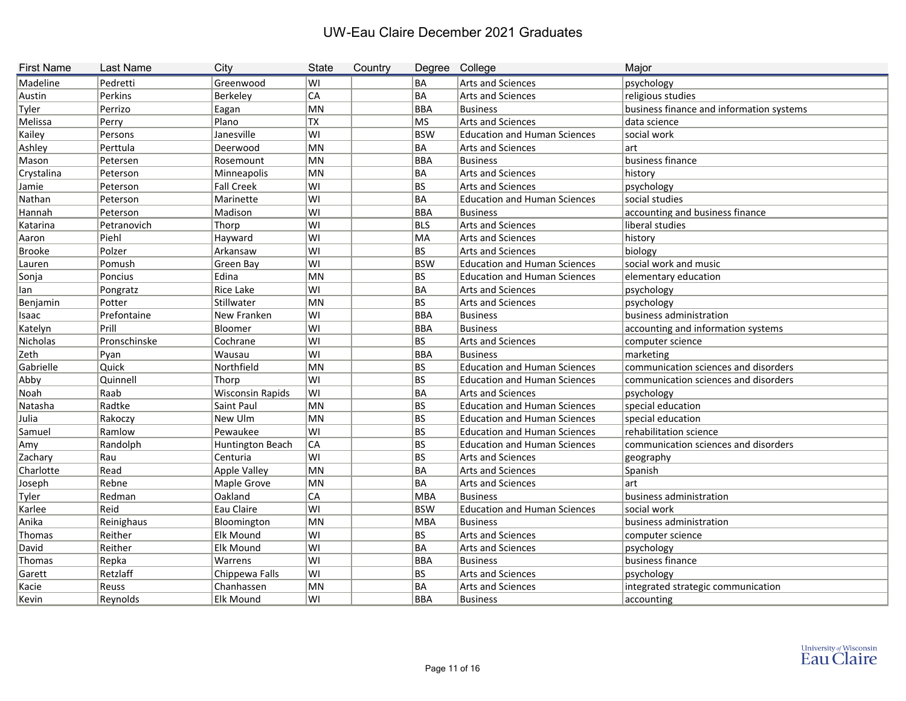# UW-Eau Claire December 2021 Graduates

| First Name | Last Name | City | State | Country | Degree | College | Major |
|---|---|---|---|---|---|---|---|
| Madeline | Pedretti | Greenwood | WI | | BA | Arts and Sciences | psychology |
| Austin | Perkins | Berkeley | CA | | BA | Arts and Sciences | religious studies |
| Tyler | Perrizo | Eagan | MN | | BBA | Business | business finance and information systems |
| Melissa | Perry | Plano | TX | | MS | Arts and Sciences | data science |
| Kailey | Persons | Janesville | WI | | BSW | Education and Human Sciences | social work |
| Ashley | Perttula | Deerwood | MN | | BA | Arts and Sciences | art |
| Mason | Petersen | Rosemount | MN | | BBA | Business | business finance |
| Crystalina | Peterson | Minneapolis | MN | | BA | Arts and Sciences | history |
| Jamie | Peterson | Fall Creek | WI | | BS | Arts and Sciences | psychology |
| Nathan | Peterson | Marinette | WI | | BA | Education and Human Sciences | social studies |
| Hannah | Peterson | Madison | WI | | BBA | Business | accounting and business finance |
| Katarina | Petranovich | Thorp | WI | | BLS | Arts and Sciences | liberal studies |
| Aaron | Piehl | Hayward | WI | | MA | Arts and Sciences | history |
| Brooke | Polzer | Arkansaw | WI | | BS | Arts and Sciences | biology |
| Lauren | Pomush | Green Bay | WI | | BSW | Education and Human Sciences | social work and music |
| Sonja | Poncius | Edina | MN | | BS | Education and Human Sciences | elementary education |
| Ian | Pongratz | Rice Lake | WI | | BA | Arts and Sciences | psychology |
| Benjamin | Potter | Stillwater | MN | | BS | Arts and Sciences | psychology |
| Isaac | Prefontaine | New Franken | WI | | BBA | Business | business administration |
| Katelyn | Prill | Bloomer | WI | | BBA | Business | accounting and information systems |
| Nicholas | Pronschinske | Cochrane | WI | | BS | Arts and Sciences | computer science |
| Zeth | Pyan | Wausau | WI | | BBA | Business | marketing |
| Gabrielle | Quick | Northfield | MN | | BS | Education and Human Sciences | communication sciences and disorders |
| Abby | Quinnell | Thorp | WI | | BS | Education and Human Sciences | communication sciences and disorders |
| Noah | Raab | Wisconsin Rapids | WI | | BA | Arts and Sciences | psychology |
| Natasha | Radtke | Saint Paul | MN | | BS | Education and Human Sciences | special education |
| Julia | Rakoczy | New Ulm | MN | | BS | Education and Human Sciences | special education |
| Samuel | Ramlow | Pewaukee | WI | | BS | Education and Human Sciences | rehabilitation science |
| Amy | Randolph | Huntington Beach | CA | | BS | Education and Human Sciences | communication sciences and disorders |
| Zachary | Rau | Centuria | WI | | BS | Arts and Sciences | geography |
| Charlotte | Read | Apple Valley | MN | | BA | Arts and Sciences | Spanish |
| Joseph | Rebne | Maple Grove | MN | | BA | Arts and Sciences | art |
| Tyler | Redman | Oakland | CA | | MBA | Business | business administration |
| Karlee | Reid | Eau Claire | WI | | BSW | Education and Human Sciences | social work |
| Anika | Reinighaus | Bloomington | MN | | MBA | Business | business administration |
| Thomas | Reither | Elk Mound | WI | | BS | Arts and Sciences | computer science |
| David | Reither | Elk Mound | WI | | BA | Arts and Sciences | psychology |
| Thomas | Repka | Warrens | WI | | BBA | Business | business finance |
| Garett | Retzlaff | Chippewa Falls | WI | | BS | Arts and Sciences | psychology |
| Kacie | Reuss | Chanhassen | MN | | BA | Arts and Sciences | integrated strategic communication |
| Kevin | Reynolds | Elk Mound | WI | | BBA | Business | accounting |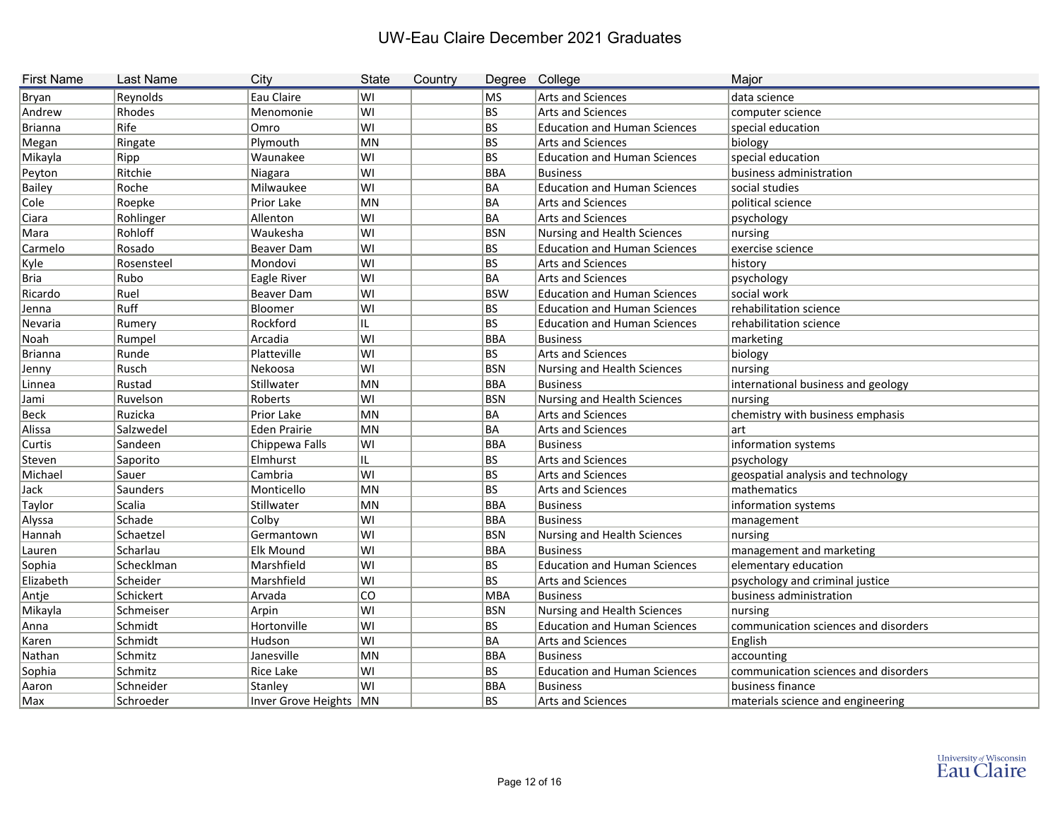# UW-Eau Claire December 2021 Graduates

| First Name | Last Name | City | State | Country | Degree | College | Major |
|---|---|---|---|---|---|---|---|
| Bryan | Reynolds | Eau Claire | WI | | MS | Arts and Sciences | data science |
| Andrew | Rhodes | Menomonie | WI | | BS | Arts and Sciences | computer science |
| Brianna | Rife | Omro | WI | | BS | Education and Human Sciences | special education |
| Megan | Ringate | Plymouth | MN | | BS | Arts and Sciences | biology |
| Mikayla | Ripp | Waunakee | WI | | BS | Education and Human Sciences | special education |
| Peyton | Ritchie | Niagara | WI | | BBA | Business | business administration |
| Bailey | Roche | Milwaukee | WI | | BA | Education and Human Sciences | social studies |
| Cole | Roepke | Prior Lake | MN | | BA | Arts and Sciences | political science |
| Ciara | Rohlinger | Allenton | WI | | BA | Arts and Sciences | psychology |
| Mara | Rohloff | Waukesha | WI | | BSN | Nursing and Health Sciences | nursing |
| Carmelo | Rosado | Beaver Dam | WI | | BS | Education and Human Sciences | exercise science |
| Kyle | Rosensteel | Mondovi | WI | | BS | Arts and Sciences | history |
| Bria | Rubo | Eagle River | WI | | BA | Arts and Sciences | psychology |
| Ricardo | Ruel | Beaver Dam | WI | | BSW | Education and Human Sciences | social work |
| Jenna | Ruff | Bloomer | WI | | BS | Education and Human Sciences | rehabilitation science |
| Nevaria | Rumery | Rockford | IL | | BS | Education and Human Sciences | rehabilitation science |
| Noah | Rumpel | Arcadia | WI | | BBA | Business | marketing |
| Brianna | Runde | Platteville | WI | | BS | Arts and Sciences | biology |
| Jenny | Rusch | Nekoosa | WI | | BSN | Nursing and Health Sciences | nursing |
| Linnea | Rustad | Stillwater | MN | | BBA | Business | international business and geology |
| Jami | Ruvelson | Roberts | WI | | BSN | Nursing and Health Sciences | nursing |
| Beck | Ruzicka | Prior Lake | MN | | BA | Arts and Sciences | chemistry with business emphasis |
| Alissa | Salzwedel | Eden Prairie | MN | | BA | Arts and Sciences | art |
| Curtis | Sandeen | Chippewa Falls | WI | | BBA | Business | information systems |
| Steven | Saporito | Elmhurst | IL | | BS | Arts and Sciences | psychology |
| Michael | Sauer | Cambria | WI | | BS | Arts and Sciences | geospatial analysis and technology |
| Jack | Saunders | Monticello | MN | | BS | Arts and Sciences | mathematics |
| Taylor | Scalia | Stillwater | MN | | BBA | Business | information systems |
| Alyssa | Schade | Colby | WI | | BBA | Business | management |
| Hannah | Schaetzel | Germantown | WI | | BSN | Nursing and Health Sciences | nursing |
| Lauren | Scharlau | Elk Mound | WI | | BBA | Business | management and marketing |
| Sophia | Schecklman | Marshfield | WI | | BS | Education and Human Sciences | elementary education |
| Elizabeth | Scheider | Marshfield | WI | | BS | Arts and Sciences | psychology and criminal justice |
| Antje | Schickert | Arvada | CO | | MBA | Business | business administration |
| Mikayla | Schmeiser | Arpin | WI | | BSN | Nursing and Health Sciences | nursing |
| Anna | Schmidt | Hortonville | WI | | BS | Education and Human Sciences | communication sciences and disorders |
| Karen | Schmidt | Hudson | WI | | BA | Arts and Sciences | English |
| Nathan | Schmitz | Janesville | MN | | BBA | Business | accounting |
| Sophia | Schmitz | Rice Lake | WI | | BS | Education and Human Sciences | communication sciences and disorders |
| Aaron | Schneider | Stanley | WI | | BBA | Business | business finance |
| Max | Schroeder | Inver Grove Heights | MN | | BS | Arts and Sciences | materials science and engineering |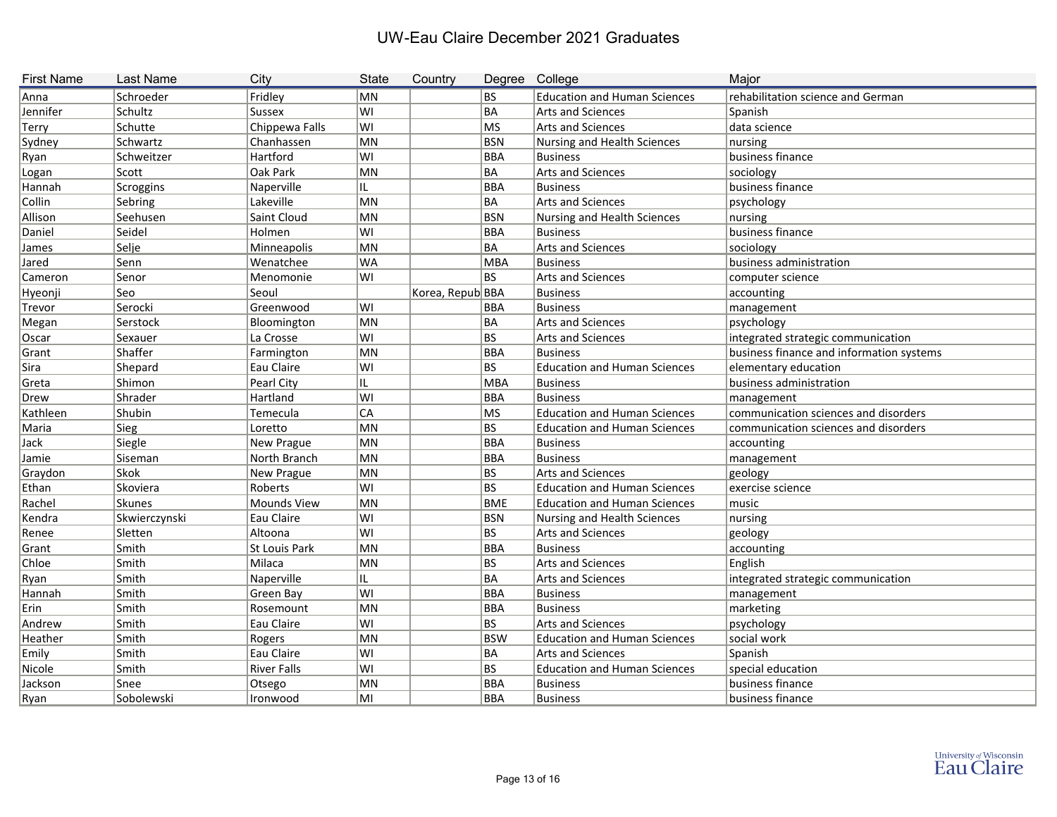# UW-Eau Claire December 2021 Graduates

| First Name | Last Name | City | State | Country | Degree | College | Major |
|---|---|---|---|---|---|---|---|
| Anna | Schroeder | Fridley | MN | | BS | Education and Human Sciences | rehabilitation science and German |
| Jennifer | Schultz | Sussex | WI | | BA | Arts and Sciences | Spanish |
| Terry | Schutte | Chippewa Falls | WI | | MS | Arts and Sciences | data science |
| Sydney | Schwartz | Chanhassen | MN | | BSN | Nursing and Health Sciences | nursing |
| Ryan | Schweitzer | Hartford | WI | | BBA | Business | business finance |
| Logan | Scott | Oak Park | MN | | BA | Arts and Sciences | sociology |
| Hannah | Scroggins | Naperville | IL | | BBA | Business | business finance |
| Collin | Sebring | Lakeville | MN | | BA | Arts and Sciences | psychology |
| Allison | Seehusen | Saint Cloud | MN | | BSN | Nursing and Health Sciences | nursing |
| Daniel | Seidel | Holmen | WI | | BBA | Business | business finance |
| James | Selje | Minneapolis | MN | | BA | Arts and Sciences | sociology |
| Jared | Senn | Wenatchee | WA | | MBA | Business | business administration |
| Cameron | Senor | Menomonie | WI | | BS | Arts and Sciences | computer science |
| Hyeonji | Seo | Seoul | | Korea, Repub | BBA | Business | accounting |
| Trevor | Serocki | Greenwood | WI | | BBA | Business | management |
| Megan | Serstock | Bloomington | MN | | BA | Arts and Sciences | psychology |
| Oscar | Sexauer | La Crosse | WI | | BS | Arts and Sciences | integrated strategic communication |
| Grant | Shaffer | Farmington | MN | | BBA | Business | business finance and information systems |
| Sira | Shepard | Eau Claire | WI | | BS | Education and Human Sciences | elementary education |
| Greta | Shimon | Pearl City | IL | | MBA | Business | business administration |
| Drew | Shrader | Hartland | WI | | BBA | Business | management |
| Kathleen | Shubin | Temecula | CA | | MS | Education and Human Sciences | communication sciences and disorders |
| Maria | Sieg | Loretto | MN | | BS | Education and Human Sciences | communication sciences and disorders |
| Jack | Siegle | New Prague | MN | | BBA | Business | accounting |
| Jamie | Siseman | North Branch | MN | | BBA | Business | management |
| Graydon | Skok | New Prague | MN | | BS | Arts and Sciences | geology |
| Ethan | Skoviera | Roberts | WI | | BS | Education and Human Sciences | exercise science |
| Rachel | Skunes | Mounds View | MN | | BME | Education and Human Sciences | music |
| Kendra | Skwierczynski | Eau Claire | WI | | BSN | Nursing and Health Sciences | nursing |
| Renee | Sletten | Altoona | WI | | BS | Arts and Sciences | geology |
| Grant | Smith | St Louis Park | MN | | BBA | Business | accounting |
| Chloe | Smith | Milaca | MN | | BS | Arts and Sciences | English |
| Ryan | Smith | Naperville | IL | | BA | Arts and Sciences | integrated strategic communication |
| Hannah | Smith | Green Bay | WI | | BBA | Business | management |
| Erin | Smith | Rosemount | MN | | BBA | Business | marketing |
| Andrew | Smith | Eau Claire | WI | | BS | Arts and Sciences | psychology |
| Heather | Smith | Rogers | MN | | BSW | Education and Human Sciences | social work |
| Emily | Smith | Eau Claire | WI | | BA | Arts and Sciences | Spanish |
| Nicole | Smith | River Falls | WI | | BS | Education and Human Sciences | special education |
| Jackson | Snee | Otsego | MN | | BBA | Business | business finance |
| Ryan | Sobolewski | Ironwood | MI | | BBA | Business | business finance |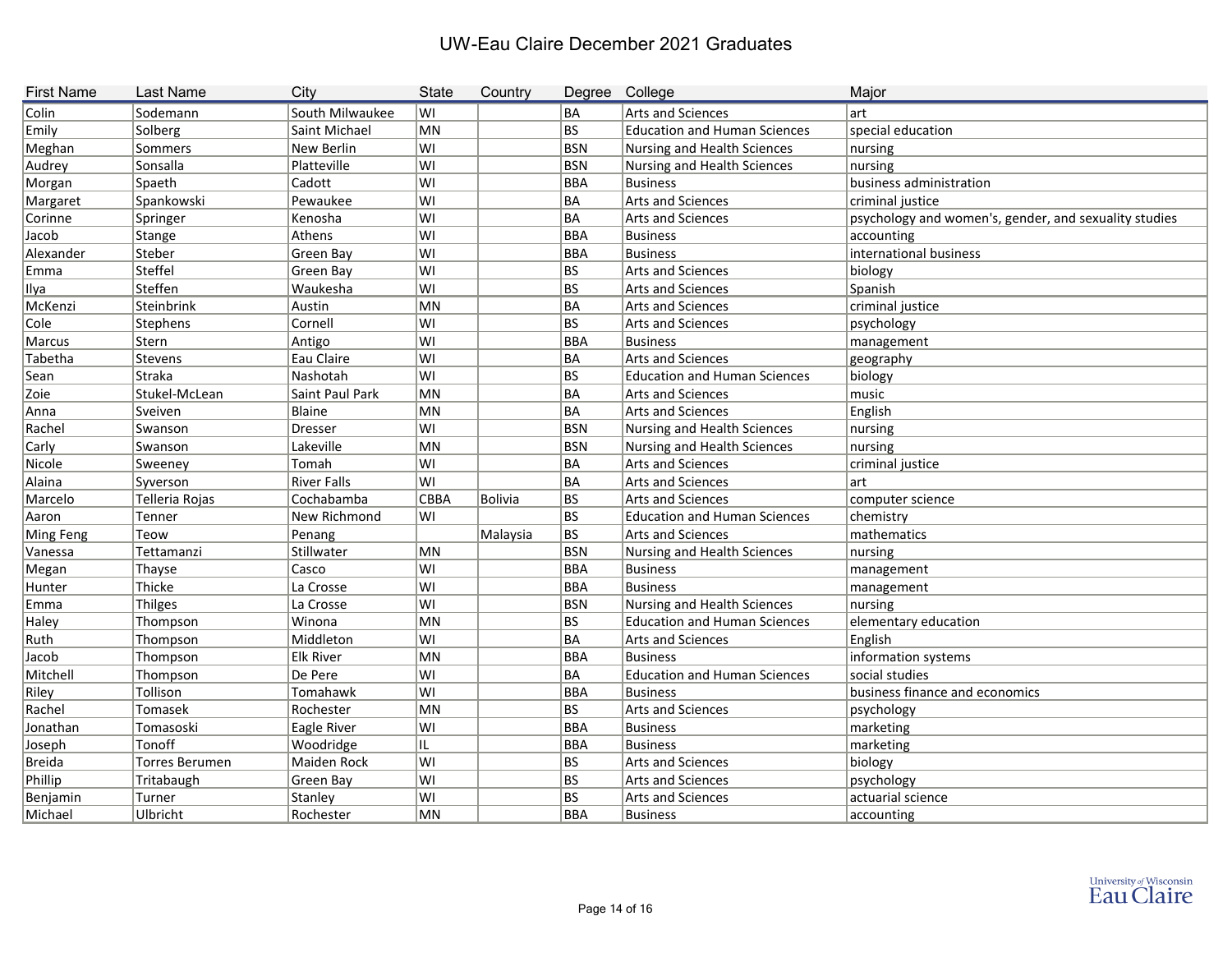# UW-Eau Claire December 2021 Graduates

| First Name | Last Name | City | State | Country | Degree | College | Major |
|---|---|---|---|---|---|---|---|
| Colin | Sodemann | South Milwaukee | WI | | BA | Arts and Sciences | art |
| Emily | Solberg | Saint Michael | MN | | BS | Education and Human Sciences | special education |
| Meghan | Sommers | New Berlin | WI | | BSN | Nursing and Health Sciences | nursing |
| Audrey | Sonsalla | Platteville | WI | | BSN | Nursing and Health Sciences | nursing |
| Morgan | Spaeth | Cadott | WI | | BBA | Business | business administration |
| Margaret | Spankowski | Pewaukee | WI | | BA | Arts and Sciences | criminal justice |
| Corinne | Springer | Kenosha | WI | | BA | Arts and Sciences | psychology and women's, gender, and sexuality studies |
| Jacob | Stange | Athens | WI | | BBA | Business | accounting |
| Alexander | Steber | Green Bay | WI | | BBA | Business | international business |
| Emma | Steffel | Green Bay | WI | | BS | Arts and Sciences | biology |
| Ilya | Steffen | Waukesha | WI | | BS | Arts and Sciences | Spanish |
| McKenzi | Steinbrink | Austin | MN | | BA | Arts and Sciences | criminal justice |
| Cole | Stephens | Cornell | WI | | BS | Arts and Sciences | psychology |
| Marcus | Stern | Antigo | WI | | BBA | Business | management |
| Tabetha | Stevens | Eau Claire | WI | | BA | Arts and Sciences | geography |
| Sean | Straka | Nashotah | WI | | BS | Education and Human Sciences | biology |
| Zoie | Stukel-McLean | Saint Paul Park | MN | | BA | Arts and Sciences | music |
| Anna | Sveiven | Blaine | MN | | BA | Arts and Sciences | English |
| Rachel | Swanson | Dresser | WI | | BSN | Nursing and Health Sciences | nursing |
| Carly | Swanson | Lakeville | MN | | BSN | Nursing and Health Sciences | nursing |
| Nicole | Sweeney | Tomah | WI | | BA | Arts and Sciences | criminal justice |
| Alaina | Syverson | River Falls | WI | | BA | Arts and Sciences | art |
| Marcelo | Telleria Rojas | Cochabamba | CBBA | Bolivia | BS | Arts and Sciences | computer science |
| Aaron | Tenner | New Richmond | WI | | BS | Education and Human Sciences | chemistry |
| Ming Feng | Teow | Penang | | Malaysia | BS | Arts and Sciences | mathematics |
| Vanessa | Tettamanzi | Stillwater | MN | | BSN | Nursing and Health Sciences | nursing |
| Megan | Thayse | Casco | WI | | BBA | Business | management |
| Hunter | Thicke | La Crosse | WI | | BBA | Business | management |
| Emma | Thilges | La Crosse | WI | | BSN | Nursing and Health Sciences | nursing |
| Haley | Thompson | Winona | MN | | BS | Education and Human Sciences | elementary education |
| Ruth | Thompson | Middleton | WI | | BA | Arts and Sciences | English |
| Jacob | Thompson | Elk River | MN | | BBA | Business | information systems |
| Mitchell | Thompson | De Pere | WI | | BA | Education and Human Sciences | social studies |
| Riley | Tollison | Tomahawk | WI | | BBA | Business | business finance and economics |
| Rachel | Tomasek | Rochester | MN | | BS | Arts and Sciences | psychology |
| Jonathan | Tomasoski | Eagle River | WI | | BBA | Business | marketing |
| Joseph | Tonoff | Woodridge | IL | | BBA | Business | marketing |
| Breida | Torres Berumen | Maiden Rock | WI | | BS | Arts and Sciences | biology |
| Phillip | Tritabaugh | Green Bay | WI | | BS | Arts and Sciences | psychology |
| Benjamin | Turner | Stanley | WI | | BS | Arts and Sciences | actuarial science |
| Michael | Ulbricht | Rochester | MN | | BBA | Business | accounting |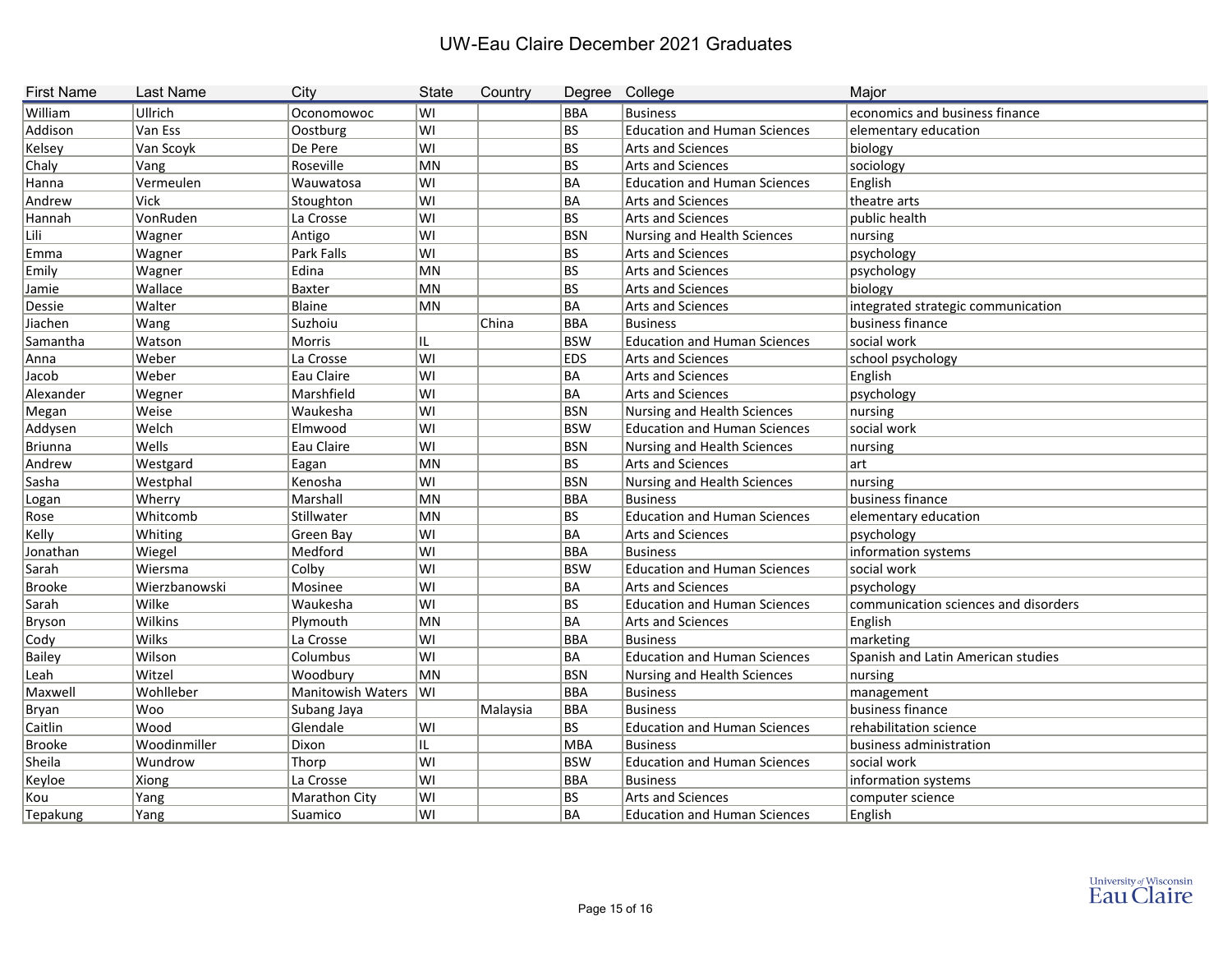# UW-Eau Claire December 2021 Graduates

| First Name | Last Name | City | State | Country | Degree | College | Major |
|---|---|---|---|---|---|---|---|
| William | Ullrich | Oconomowoc | WI | | BBA | Business | economics and business finance |
| Addison | Van Ess | Oostburg | WI | | BS | Education and Human Sciences | elementary education |
| Kelsey | Van Scoyk | De Pere | WI | | BS | Arts and Sciences | biology |
| Chaly | Vang | Roseville | MN | | BS | Arts and Sciences | sociology |
| Hanna | Vermeulen | Wauwatosa | WI | | BA | Education and Human Sciences | English |
| Andrew | Vick | Stoughton | WI | | BA | Arts and Sciences | theatre arts |
| Hannah | VonRuden | La Crosse | WI | | BS | Arts and Sciences | public health |
| Lili | Wagner | Antigo | WI | | BSN | Nursing and Health Sciences | nursing |
| Emma | Wagner | Park Falls | WI | | BS | Arts and Sciences | psychology |
| Emily | Wagner | Edina | MN | | BS | Arts and Sciences | psychology |
| Jamie | Wallace | Baxter | MN | | BS | Arts and Sciences | biology |
| Dessie | Walter | Blaine | MN | | BA | Arts and Sciences | integrated strategic communication |
| Jiachen | Wang | Suzhoiu | | China | BBA | Business | business finance |
| Samantha | Watson | Morris | IL | | BSW | Education and Human Sciences | social work |
| Anna | Weber | La Crosse | WI | | EDS | Arts and Sciences | school psychology |
| Jacob | Weber | Eau Claire | WI | | BA | Arts and Sciences | English |
| Alexander | Wegner | Marshfield | WI | | BA | Arts and Sciences | psychology |
| Megan | Weise | Waukesha | WI | | BSN | Nursing and Health Sciences | nursing |
| Addysen | Welch | Elmwood | WI | | BSW | Education and Human Sciences | social work |
| Briunna | Wells | Eau Claire | WI | | BSN | Nursing and Health Sciences | nursing |
| Andrew | Westgard | Eagan | MN | | BS | Arts and Sciences | art |
| Sasha | Westphal | Kenosha | WI | | BSN | Nursing and Health Sciences | nursing |
| Logan | Wherry | Marshall | MN | | BBA | Business | business finance |
| Rose | Whitcomb | Stillwater | MN | | BS | Education and Human Sciences | elementary education |
| Kelly | Whiting | Green Bay | WI | | BA | Arts and Sciences | psychology |
| Jonathan | Wiegel | Medford | WI | | BBA | Business | information systems |
| Sarah | Wiersma | Colby | WI | | BSW | Education and Human Sciences | social work |
| Brooke | Wierzbanowski | Mosinee | WI | | BA | Arts and Sciences | psychology |
| Sarah | Wilke | Waukesha | WI | | BS | Education and Human Sciences | communication sciences and disorders |
| Bryson | Wilkins | Plymouth | MN | | BA | Arts and Sciences | English |
| Cody | Wilks | La Crosse | WI | | BBA | Business | marketing |
| Bailey | Wilson | Columbus | WI | | BA | Education and Human Sciences | Spanish and Latin American studies |
| Leah | Witzel | Woodbury | MN | | BSN | Nursing and Health Sciences | nursing |
| Maxwell | Wohlleber | Manitowish Waters | WI | | BBA | Business | management |
| Bryan | Woo | Subang Jaya | | Malaysia | BBA | Business | business finance |
| Caitlin | Wood | Glendale | WI | | BS | Education and Human Sciences | rehabilitation science |
| Brooke | Woodinmiller | Dixon | IL | | MBA | Business | business administration |
| Sheila | Wundrow | Thorp | WI | | BSW | Education and Human Sciences | social work |
| Keyloe | Xiong | La Crosse | WI | | BBA | Business | information systems |
| Kou | Yang | Marathon City | WI | | BS | Arts and Sciences | computer science |
| Tepakung | Yang | Suamico | WI | | BA | Education and Human Sciences | English |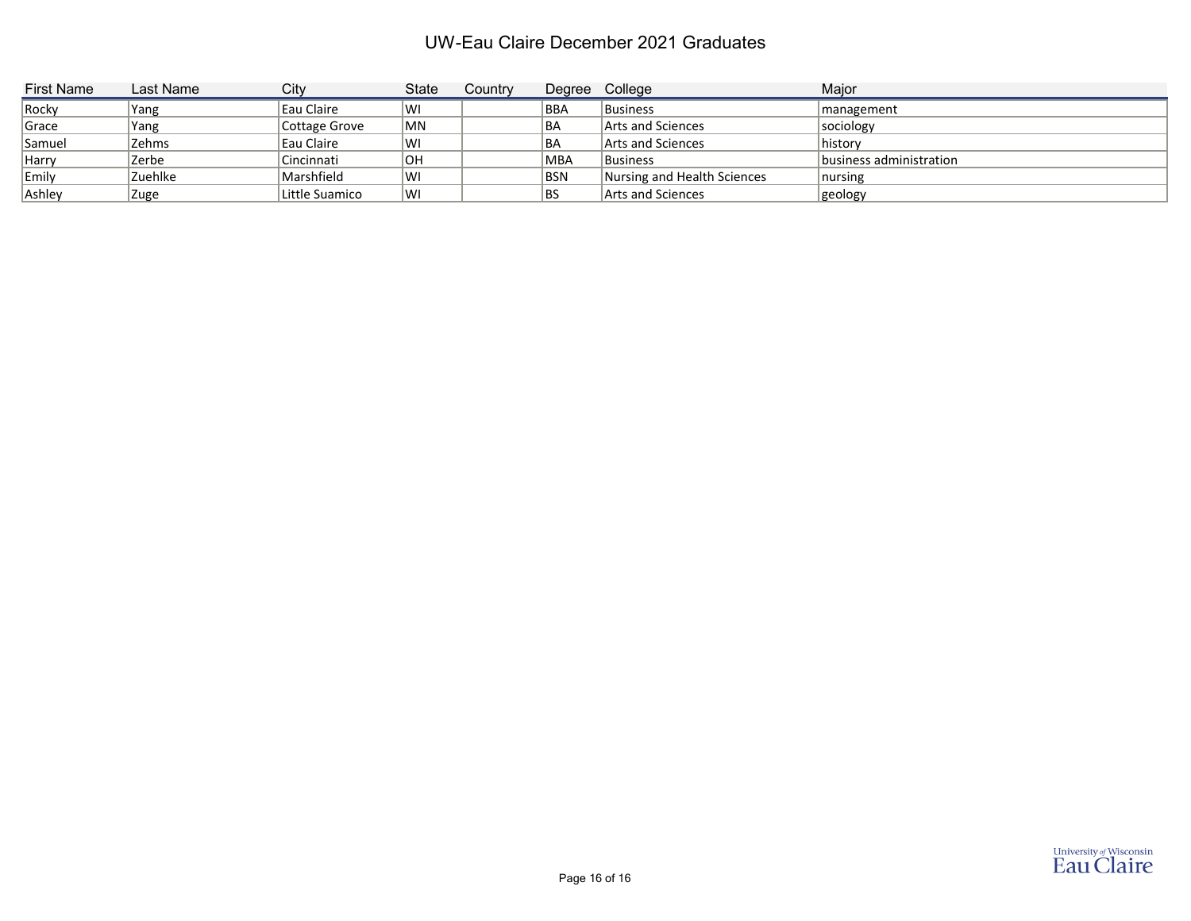# UW-Eau Claire December 2021 Graduates

| First Name | Last Name | City | State | Country | Degree | College | Major |
|---|---|---|---|---|---|---|---|
| Rocky | Yang | Eau Claire | WI | | BBA | Business | management |
| Grace | Yang | Cottage Grove | MN | | BA | Arts and Sciences | sociology |
| Samuel | Zehms | Eau Claire | WI | | BA | Arts and Sciences | history |
| Harry | Zerbe | Cincinnati | OH | | MBA | Business | business administration |
| Emily | Zuehlke | Marshfield | WI | | BSN | Nursing and Health Sciences | nursing |
| Ashley | Zuge | Little Suamico | WI | | BS | Arts and Sciences | geology |